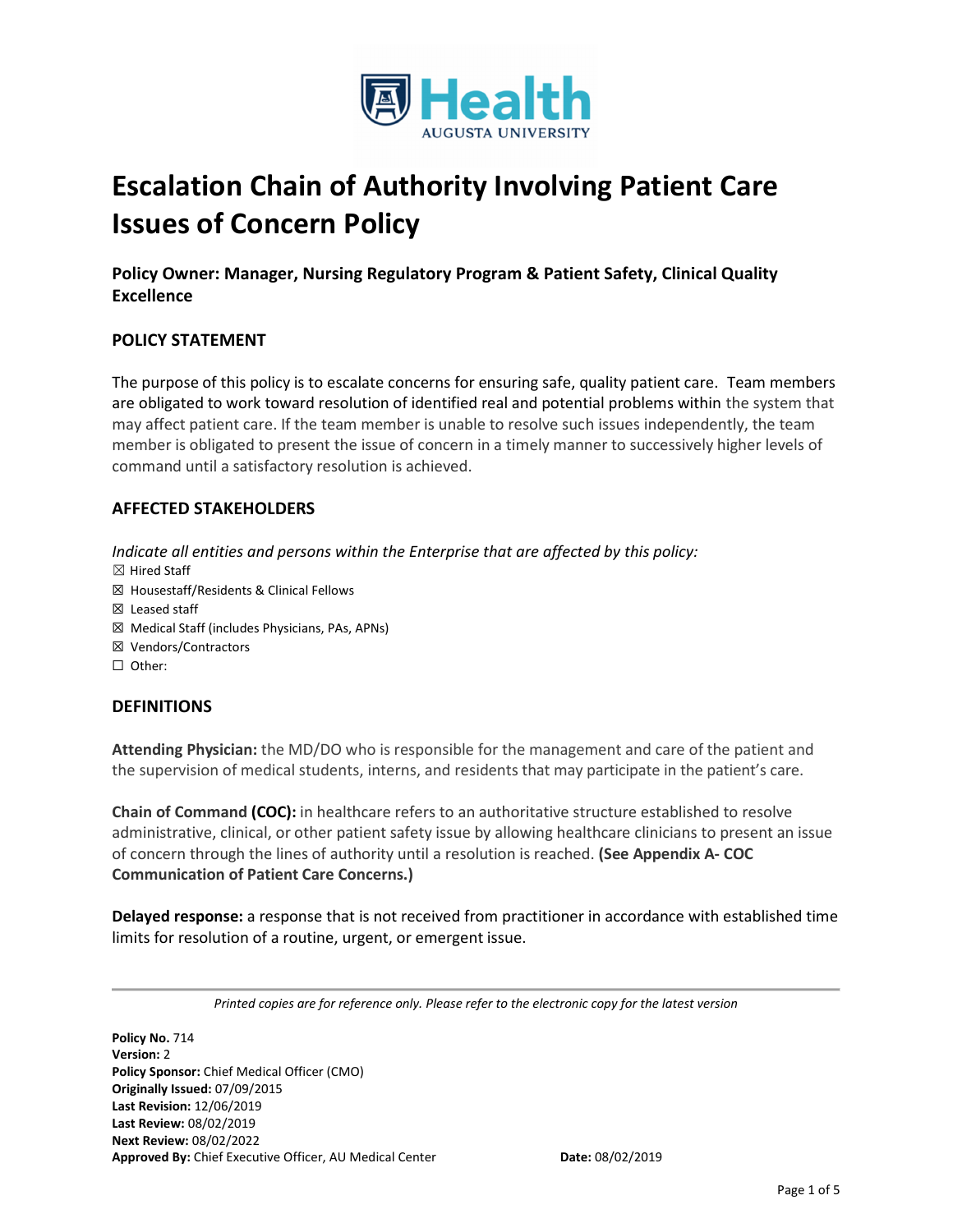# Escalation Chain of Authority Involving Patient Care Issues of Concern Policy

**Policy Owner: Manager, Nursing Regulatory Program & Patient Safety, Clinical Quality Excellence**

## POLICY STATEMENT

The purpose of this policy is to escalate concerns for ensuring safe, quality patient care. Team members are obligated to work toward resolution of identified real and potential problems within the system that may affect patient care. If the team member is unable to resolve such issues independently, the team member is obligated to present the issue of concern in a timely manner to successively higher levels of command until a satisfactory resolution is achieved.

## AFFECTED STAKEHOLDERS

*Indicate all entities and persons within the Enterprise that are affected by this policy:*

☒ Hired Staff
☒ Housestaff/Residents & Clinical Fellows
☒ Leased staff
☒ Medical Staff (includes Physicians, PAs, APNs)
☒ Vendors/Contractors
☐ Other:

## DEFINITIONS

**Attending Physician:** the MD/DO who is responsible for the management and care of the patient and the supervision of medical students, interns, and residents that may participate in the patient's care.

**Chain of Command (COC):** in healthcare refers to an authoritative structure established to resolve administrative, clinical, or other patient safety issue by allowing healthcare clinicians to present an issue of concern through the lines of authority until a resolution is reached. **(See Appendix A- COC Communication of Patient Care Concerns.)**

**Delayed response:** a response that is not received from practitioner in accordance with established time limits for resolution of a routine, urgent, or emergent issue.

*Printed copies are for reference only. Please refer to the electronic copy for the latest version*

**Policy No.** 714
**Version:** 2
**Policy Sponsor:** Chief Medical Officer (CMO)
**Originally Issued:** 07/09/2015
**Last Revision:** 12/06/2019
**Last Review:** 08/02/2019
**Next Review:** 08/02/2022
**Approved By:** Chief Executive Officer, AU Medical Center **Date:** 08/02/2019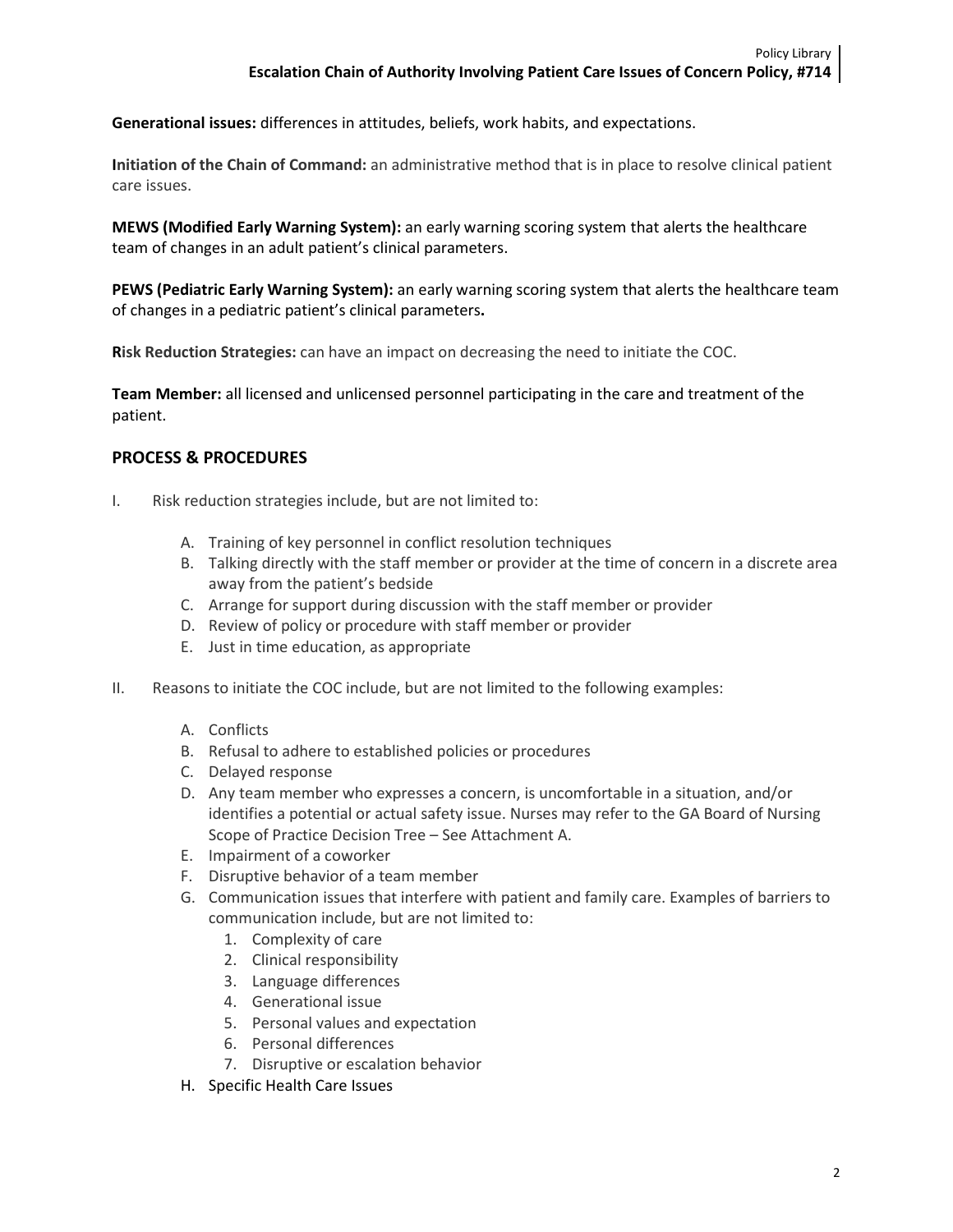**Generational issues:** differences in attitudes, beliefs, work habits, and expectations.

**Initiation of the Chain of Command:** an administrative method that is in place to resolve clinical patient care issues.

**MEWS (Modified Early Warning System):** an early warning scoring system that alerts the healthcare team of changes in an adult patient's clinical parameters.

**PEWS (Pediatric Early Warning System):** an early warning scoring system that alerts the healthcare team of changes in a pediatric patient's clinical parameters**.**

**Risk Reduction Strategies:** can have an impact on decreasing the need to initiate the COC.

**Team Member:** all licensed and unlicensed personnel participating in the care and treatment of the patient.

## PROCESS & PROCEDURES

I. Risk reduction strategies include, but are not limited to:

   A. Training of key personnel in conflict resolution techniques
   B. Talking directly with the staff member or provider at the time of concern in a discrete area away from the patient's bedside
   C. Arrange for support during discussion with the staff member or provider
   D. Review of policy or procedure with staff member or provider
   E. Just in time education, as appropriate

II. Reasons to initiate the COC include, but are not limited to the following examples:

   A. Conflicts
   B. Refusal to adhere to established policies or procedures
   C. Delayed response
   D. Any team member who expresses a concern, is uncomfortable in a situation, and/or identifies a potential or actual safety issue. Nurses may refer to the GA Board of Nursing Scope of Practice Decision Tree – See Attachment A.
   E. Impairment of a coworker
   F. Disruptive behavior of a team member
   G. Communication issues that interfere with patient and family care. Examples of barriers to communication include, but are not limited to:
      1. Complexity of care
      2. Clinical responsibility
      3. Language differences
      4. Generational issue
      5. Personal values and expectation
      6. Personal differences
      7. Disruptive or escalation behavior
   H. Specific Health Care Issues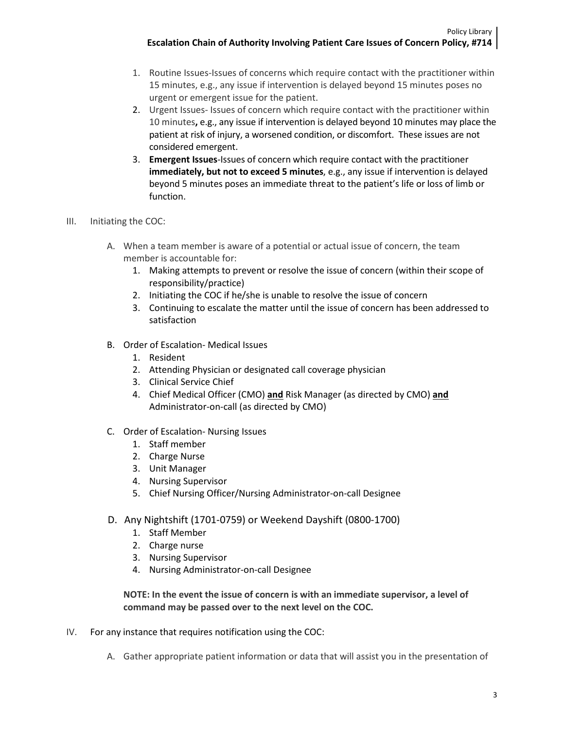1. Routine Issues-Issues of concerns which require contact with the practitioner within 15 minutes, e.g., any issue if intervention is delayed beyond 15 minutes poses no urgent or emergent issue for the patient.
2. Urgent Issues- Issues of concern which require contact with the practitioner within 10 minutes**,** e.g., any issue if intervention is delayed beyond 10 minutes may place the patient at risk of injury, a worsened condition, or discomfort. These issues are not considered emergent.
3. **Emergent Issues**-Issues of concern which require contact with the practitioner **immediately, but not to exceed 5 minutes**, e.g., any issue if intervention is delayed beyond 5 minutes poses an immediate threat to the patient's life or loss of limb or function.

III. Initiating the COC:

A. When a team member is aware of a potential or actual issue of concern, the team member is accountable for:
   1. Making attempts to prevent or resolve the issue of concern (within their scope of responsibility/practice)
   2. Initiating the COC if he/she is unable to resolve the issue of concern
   3. Continuing to escalate the matter until the issue of concern has been addressed to satisfaction

B. Order of Escalation- Medical Issues
   1. Resident
   2. Attending Physician or designated call coverage physician
   3. Clinical Service Chief
   4. Chief Medical Officer (CMO) **<u>and</u>** Risk Manager (as directed by CMO) **<u>and</u>** Administrator-on-call (as directed by CMO)

C. Order of Escalation- Nursing Issues
   1. Staff member
   2. Charge Nurse
   3. Unit Manager
   4. Nursing Supervisor
   5. Chief Nursing Officer/Nursing Administrator-on-call Designee

D. Any Nightshift (1701-0759) or Weekend Dayshift (0800-1700)
   1. Staff Member
   2. Charge nurse
   3. Nursing Supervisor
   4. Nursing Administrator-on-call Designee

**NOTE: In the event the issue of concern is with an immediate supervisor, a level of command may be passed over to the next level on the COC.**

IV. For any instance that requires notification using the COC:

A. Gather appropriate patient information or data that will assist you in the presentation of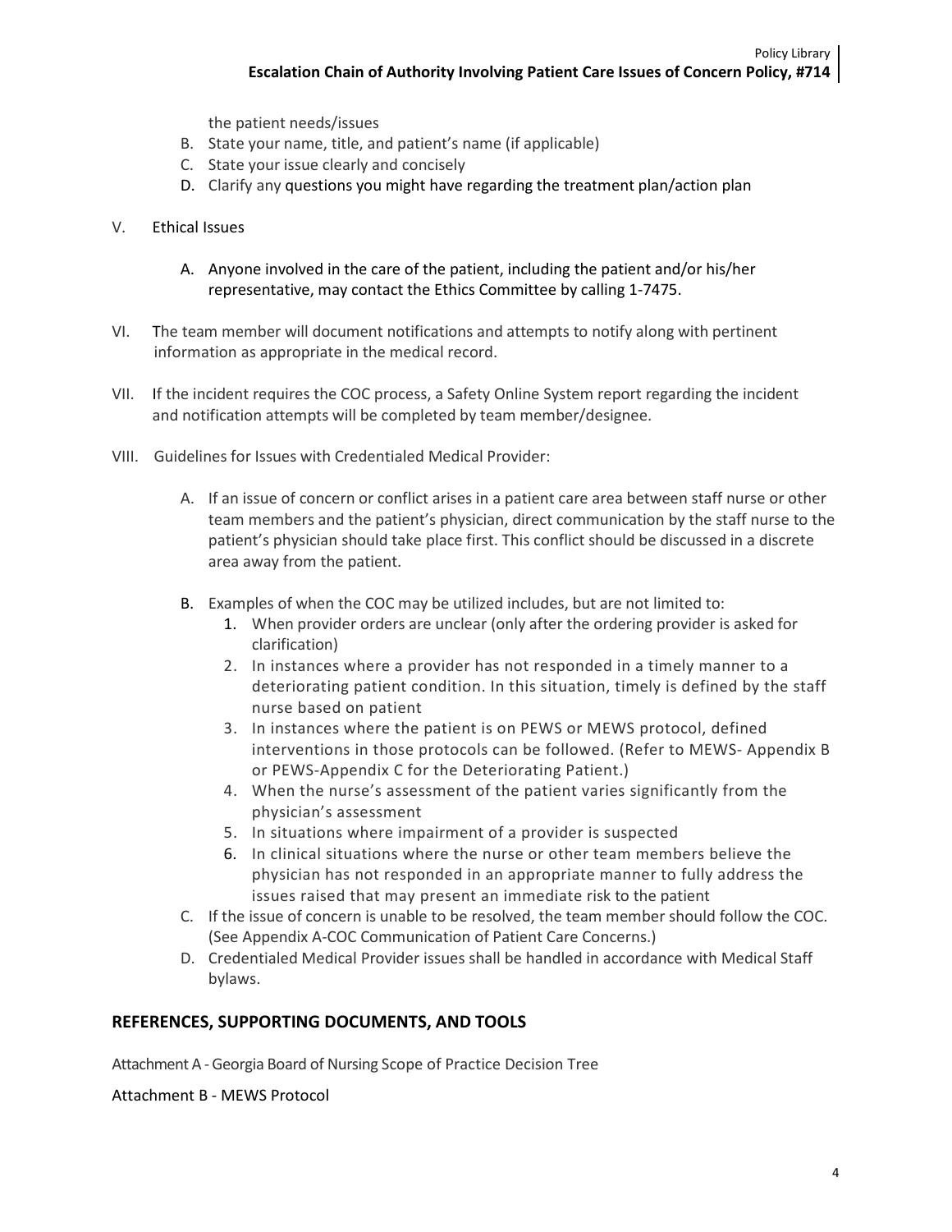the patient needs/issues

B. State your name, title, and patient's name (if applicable)
C. State your issue clearly and concisely
D. Clarify any questions you might have regarding the treatment plan/action plan

V. Ethical Issues

   A. Anyone involved in the care of the patient, including the patient and/or his/her representative, may contact the Ethics Committee by calling 1-7475.

VI. The team member will document notifications and attempts to notify along with pertinent information as appropriate in the medical record.

VII. If the incident requires the COC process, a Safety Online System report regarding the incident and notification attempts will be completed by team member/designee.

VIII. Guidelines for Issues with Credentialed Medical Provider:

   A. If an issue of concern or conflict arises in a patient care area between staff nurse or other team members and the patient's physician, direct communication by the staff nurse to the patient's physician should take place first. This conflict should be discussed in a discrete area away from the patient.

   B. Examples of when the COC may be utilized includes, but are not limited to:
      1. When provider orders are unclear (only after the ordering provider is asked for clarification)
      2. In instances where a provider has not responded in a timely manner to a deteriorating patient condition. In this situation, timely is defined by the staff nurse based on patient
      3. In instances where the patient is on PEWS or MEWS protocol, defined interventions in those protocols can be followed. (Refer to MEWS- Appendix B or PEWS-Appendix C for the Deteriorating Patient.)
      4. When the nurse's assessment of the patient varies significantly from the physician's assessment
      5. In situations where impairment of a provider is suspected
      6. In clinical situations where the nurse or other team members believe the physician has not responded in an appropriate manner to fully address the issues raised that may present an immediate risk to the patient

   C. If the issue of concern is unable to be resolved, the team member should follow the COC. (See Appendix A-COC Communication of Patient Care Concerns.)
   D. Credentialed Medical Provider issues shall be handled in accordance with Medical Staff bylaws.

## REFERENCES, SUPPORTING DOCUMENTS, AND TOOLS

Attachment A - Georgia Board of Nursing Scope of Practice Decision Tree

Attachment B - MEWS Protocol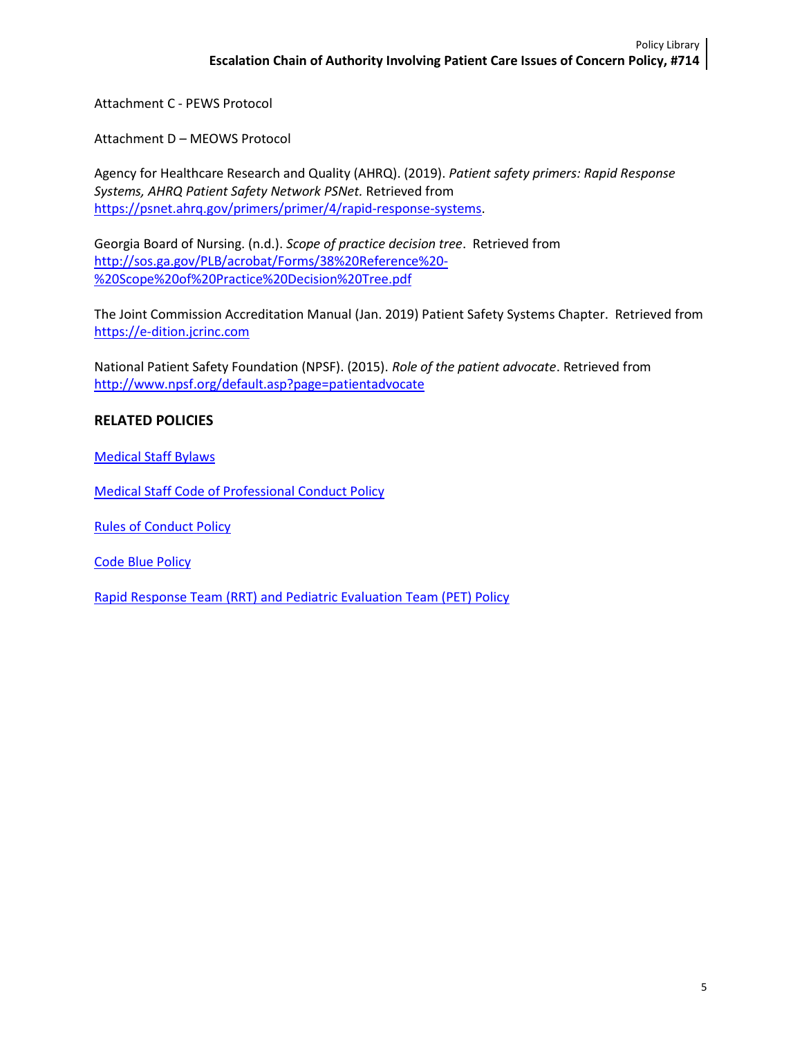Attachment C - PEWS Protocol

Attachment D – MEOWS Protocol

Agency for Healthcare Research and Quality (AHRQ). (2019). *Patient safety primers: Rapid Response Systems, AHRQ Patient Safety Network PSNet.* Retrieved from [https://psnet.ahrq.gov/primers/primer/4/rapid-response-systems](https://psnet.ahrq.gov/primers/primer/4/rapid-response-systems).

Georgia Board of Nursing. (n.d.). *Scope of practice decision tree*. Retrieved from [http://sos.ga.gov/PLB/acrobat/Forms/38%20Reference%20-%20Scope%20of%20Practice%20Decision%20Tree.pdf](http://sos.ga.gov/PLB/acrobat/Forms/38%20Reference%20-%20Scope%20of%20Practice%20Decision%20Tree.pdf)

The Joint Commission Accreditation Manual (Jan. 2019) Patient Safety Systems Chapter. Retrieved from [https://e-dition.jcrinc.com](https://e-dition.jcrinc.com)

National Patient Safety Foundation (NPSF). (2015). *Role of the patient advocate*. Retrieved from [http://www.npsf.org/default.asp?page=patientadvocate](http://www.npsf.org/default.asp?page=patientadvocate)

## RELATED POLICIES

Medical Staff Bylaws

Medical Staff Code of Professional Conduct Policy

Rules of Conduct Policy

Code Blue Policy

Rapid Response Team (RRT) and Pediatric Evaluation Team (PET) Policy